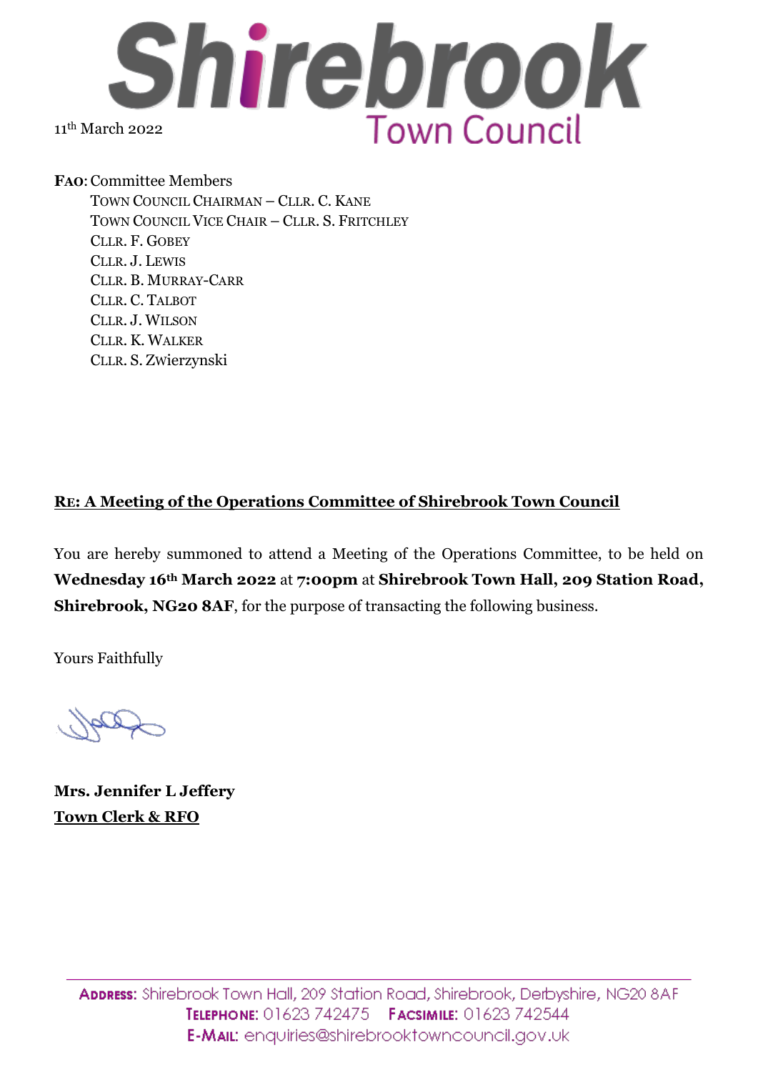# Shirebrook Town Council

11th March 2022

**FAO**: Committee Members

TOWN COUNCIL CHAIRMAN – CLLR. C. KANE
TOWN COUNCIL VICE CHAIR – CLLR. S. FRITCHLEY
CLLR. F. GOBEY
CLLR. J. LEWIS
CLLR. B. MURRAY-CARR
CLLR. C. TALBOT
CLLR. J. WILSON
CLLR. K. WALKER
CLLR. S. Zwierzynski

**RE: A Meeting of the Operations Committee of Shirebrook Town Council**

You are hereby summoned to attend a Meeting of the Operations Committee, to be held on **Wednesday 16th March 2022** at **7:00pm** at **Shirebrook Town Hall, 209 Station Road, Shirebrook, NG20 8AF**, for the purpose of transacting the following business.

Yours Faithfully

**Mrs. Jennifer L Jeffery**
**Town Clerk & RFO**

ADDRESS: Shirebrook Town Hall, 209 Station Road, Shirebrook, Derbyshire, NG20 8AF
TELEPHONE: 01623 742475 FACSIMILE: 01623 742544
E-MAIL: enquiries@shirebrooktowncouncil.gov.uk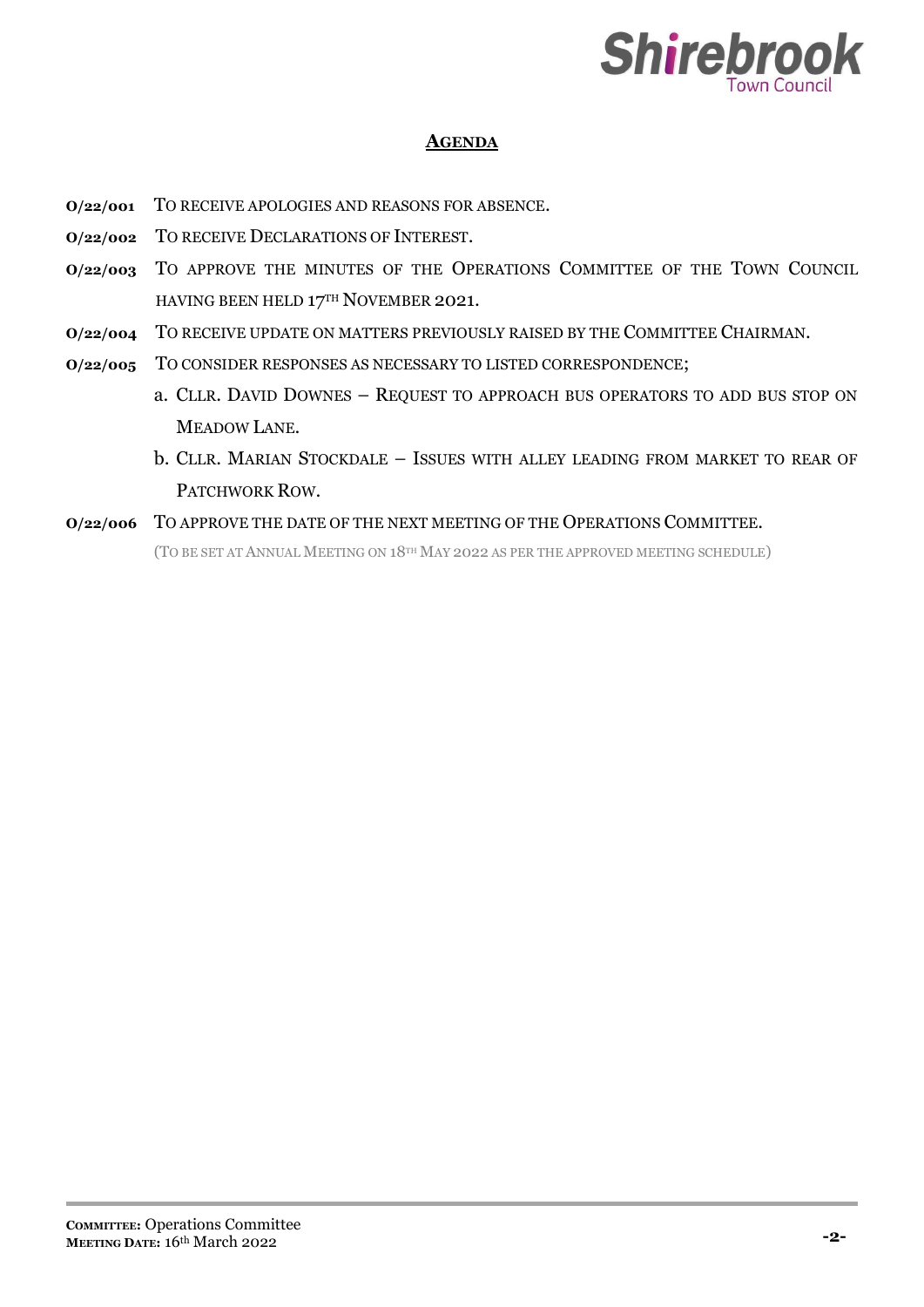## **AGENDA**

**O/22/001** TO RECEIVE APOLOGIES AND REASONS FOR ABSENCE.

**O/22/002** TO RECEIVE DECLARATIONS OF INTEREST.

**O/22/003** TO APPROVE THE MINUTES OF THE OPERATIONS COMMITTEE OF THE TOWN COUNCIL HAVING BEEN HELD 17TH NOVEMBER 2021.

**O/22/004** TO RECEIVE UPDATE ON MATTERS PREVIOUSLY RAISED BY THE COMMITTEE CHAIRMAN.

**O/22/005** TO CONSIDER RESPONSES AS NECESSARY TO LISTED CORRESPONDENCE;

a. CLLR. DAVID DOWNES – REQUEST TO APPROACH BUS OPERATORS TO ADD BUS STOP ON MEADOW LANE.

b. CLLR. MARIAN STOCKDALE – ISSUES WITH ALLEY LEADING FROM MARKET TO REAR OF PATCHWORK ROW.

**O/22/006** TO APPROVE THE DATE OF THE NEXT MEETING OF THE OPERATIONS COMMITTEE.

(TO BE SET AT ANNUAL MEETING ON 18TH MAY 2022 AS PER THE APPROVED MEETING SCHEDULE)